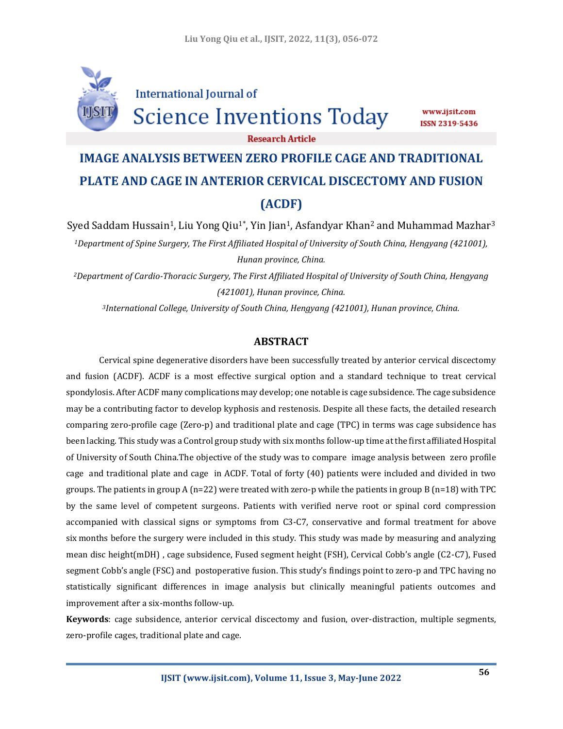International Journal of Science Inventions Today

www.ijsit.com
ISSN 2319-5436

Research Article

# IMAGE ANALYSIS BETWEEN ZERO PROFILE CAGE AND TRADITIONAL PLATE AND CAGE IN ANTERIOR CERVICAL DISCECTOMY AND FUSION (ACDF)

Syed Saddam Hussain[1], Liu Yong Qiu[1*], Yin Jian[1], Asfandyar Khan[2] and Muhammad Mazhar[3]

*[1]Department of Spine Surgery, The First Affiliated Hospital of University of South China, Hengyang (421001), Hunan province, China.*

*[2]Department of Cardio-Thoracic Surgery, The First Affiliated Hospital of University of South China, Hengyang (421001), Hunan province, China.*

*[3]International College, University of South China, Hengyang (421001), Hunan province, China.*

## ABSTRACT

Cervical spine degenerative disorders have been successfully treated by anterior cervical discectomy and fusion (ACDF). ACDF is a most effective surgical option and a standard technique to treat cervical spondylosis. After ACDF many complications may develop; one notable is cage subsidence. The cage subsidence may be a contributing factor to develop kyphosis and restenosis. Despite all these facts, the detailed research comparing zero-profile cage (Zero-p) and traditional plate and cage (TPC) in terms was cage subsidence has been lacking. This study was a Control group study with six months follow-up time at the first affiliated Hospital of University of South China.The objective of the study was to compare image analysis between zero profile cage and traditional plate and cage in ACDF. Total of forty (40) patients were included and divided in two groups. The patients in group A (n=22) were treated with zero-p while the patients in group B (n=18) with TPC by the same level of competent surgeons. Patients with verified nerve root or spinal cord compression accompanied with classical signs or symptoms from C3-C7, conservative and formal treatment for above six months before the surgery were included in this study. This study was made by measuring and analyzing mean disc height(mDH) , cage subsidence, Fused segment height (FSH), Cervical Cobb's angle (C2-C7), Fused segment Cobb's angle (FSC) and postoperative fusion. This study's findings point to zero-p and TPC having no statistically significant differences in image analysis but clinically meaningful patients outcomes and improvement after a six-months follow-up.

**Keywords**: cage subsidence, anterior cervical discectomy and fusion, over-distraction, multiple segments, zero-profile cages, traditional plate and cage.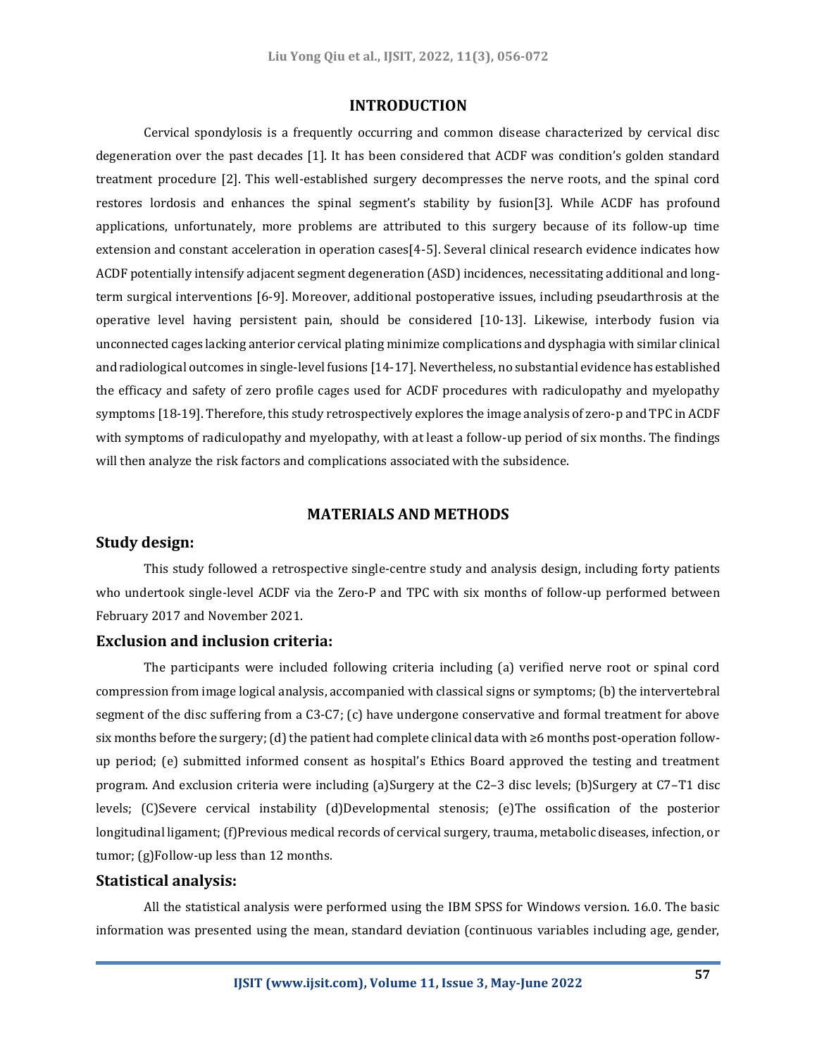## INTRODUCTION

Cervical spondylosis is a frequently occurring and common disease characterized by cervical disc degeneration over the past decades [1]. It has been considered that ACDF was condition's golden standard treatment procedure [2]. This well-established surgery decompresses the nerve roots, and the spinal cord restores lordosis and enhances the spinal segment's stability by fusion[3]. While ACDF has profound applications, unfortunately, more problems are attributed to this surgery because of its follow-up time extension and constant acceleration in operation cases[4-5]. Several clinical research evidence indicates how ACDF potentially intensify adjacent segment degeneration (ASD) incidences, necessitating additional and long-term surgical interventions [6-9]. Moreover, additional postoperative issues, including pseudarthrosis at the operative level having persistent pain, should be considered [10-13]. Likewise, interbody fusion via unconnected cages lacking anterior cervical plating minimize complications and dysphagia with similar clinical and radiological outcomes in single-level fusions [14-17]. Nevertheless, no substantial evidence has established the efficacy and safety of zero profile cages used for ACDF procedures with radiculopathy and myelopathy symptoms [18-19]. Therefore, this study retrospectively explores the image analysis of zero-p and TPC in ACDF with symptoms of radiculopathy and myelopathy, with at least a follow-up period of six months. The findings will then analyze the risk factors and complications associated with the subsidence.

## MATERIALS AND METHODS

### Study design:

This study followed a retrospective single-centre study and analysis design, including forty patients who undertook single-level ACDF via the Zero-P and TPC with six months of follow-up performed between February 2017 and November 2021.

### Exclusion and inclusion criteria:

The participants were included following criteria including (a) verified nerve root or spinal cord compression from image logical analysis, accompanied with classical signs or symptoms; (b) the intervertebral segment of the disc suffering from a C3-C7; (c) have undergone conservative and formal treatment for above six months before the surgery; (d) the patient had complete clinical data with ≥6 months post-operation follow-up period; (e) submitted informed consent as hospital's Ethics Board approved the testing and treatment program. And exclusion criteria were including (a)Surgery at the C2–3 disc levels; (b)Surgery at C7–T1 disc levels; (C)Severe cervical instability (d)Developmental stenosis; (e)The ossification of the posterior longitudinal ligament; (f)Previous medical records of cervical surgery, trauma, metabolic diseases, infection, or tumor; (g)Follow-up less than 12 months.

### Statistical analysis:

All the statistical analysis were performed using the IBM SPSS for Windows version. 16.0. The basic information was presented using the mean, standard deviation (continuous variables including age, gender,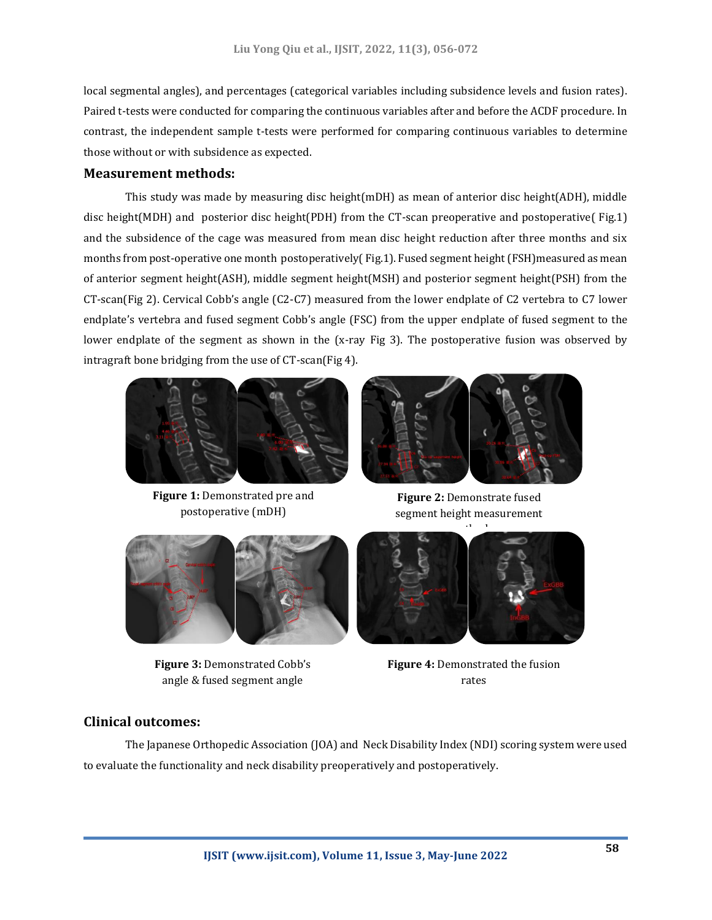local segmental angles), and percentages (categorical variables including subsidence levels and fusion rates). Paired t-tests were conducted for comparing the continuous variables after and before the ACDF procedure. In contrast, the independent sample t-tests were performed for comparing continuous variables to determine those without or with subsidence as expected.

## Measurement methods:

This study was made by measuring disc height(mDH) as mean of anterior disc height(ADH), middle disc height(MDH) and posterior disc height(PDH) from the CT-scan preoperative and postoperative( Fig.1) and the subsidence of the cage was measured from mean disc height reduction after three months and six months from post-operative one month postoperatively( Fig.1). Fused segment height (FSH)measured as mean of anterior segment height(ASH), middle segment height(MSH) and posterior segment height(PSH) from the CT-scan(Fig 2). Cervical Cobb's angle (C2-C7) measured from the lower endplate of C2 vertebra to C7 lower endplate's vertebra and fused segment Cobb's angle (FSC) from the upper endplate of fused segment to the lower endplate of the segment as shown in the (x-ray Fig 3). The postoperative fusion was observed by intragraft bone bridging from the use of CT-scan(Fig 4).

**Figure 1:** Demonstrated pre and postoperative (mDH)

**Figure 2:** Demonstrate fused segment height measurement method

**Figure 3:** Demonstrated Cobb's angle & fused segment angle

**Figure 4:** Demonstrated the fusion rates

## Clinical outcomes:

The Japanese Orthopedic Association (JOA) and Neck Disability Index (NDI) scoring system were used to evaluate the functionality and neck disability preoperatively and postoperatively.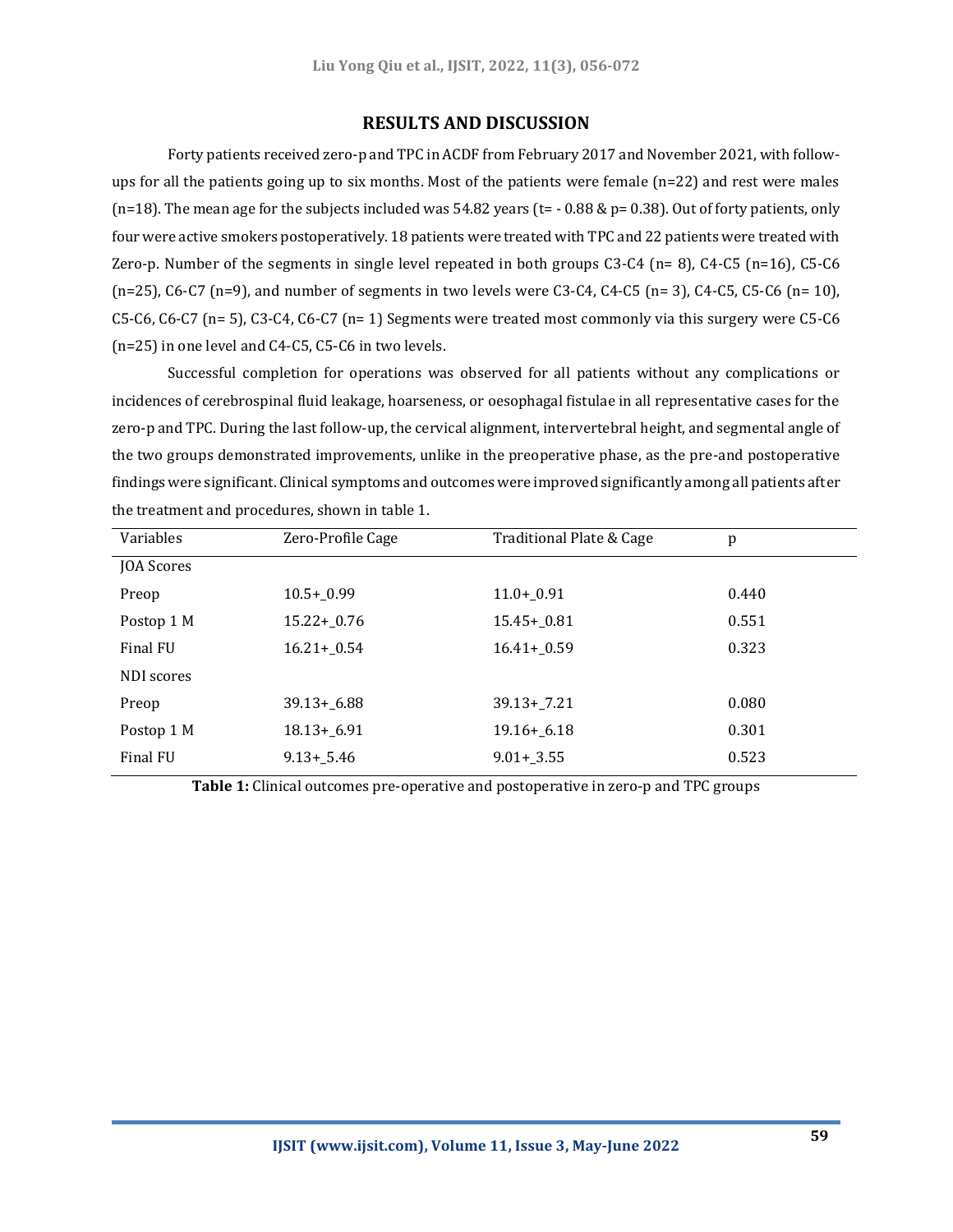## RESULTS AND DISCUSSION

Forty patients received zero-p and TPC in ACDF from February 2017 and November 2021, with follow-ups for all the patients going up to six months. Most of the patients were female (n=22) and rest were males (n=18). The mean age for the subjects included was 54.82 years (t= - 0.88 & p= 0.38). Out of forty patients, only four were active smokers postoperatively. 18 patients were treated with TPC and 22 patients were treated with Zero-p. Number of the segments in single level repeated in both groups C3-C4 (n= 8), C4-C5 (n=16), C5-C6 (n=25), C6-C7 (n=9), and number of segments in two levels were C3-C4, C4-C5 (n= 3), C4-C5, C5-C6 (n= 10), C5-C6, C6-C7 (n= 5), C3-C4, C6-C7 (n= 1) Segments were treated most commonly via this surgery were C5-C6 (n=25) in one level and C4-C5, C5-C6 in two levels.

Successful completion for operations was observed for all patients without any complications or incidences of cerebrospinal fluid leakage, hoarseness, or oesophagal fistulae in all representative cases for the zero-p and TPC. During the last follow-up, the cervical alignment, intervertebral height, and segmental angle of the two groups demonstrated improvements, unlike in the preoperative phase, as the pre-and postoperative findings were significant. Clinical symptoms and outcomes were improved significantly among all patients after the treatment and procedures, shown in table 1.

| Variables | Zero-Profile Cage | Traditional Plate & Cage | p |
|---|---|---|---|
| JOA Scores | | | |
| Preop | 10.5+_0.99 | 11.0+_0.91 | 0.440 |
| Postop 1 M | 15.22+_0.76 | 15.45+_0.81 | 0.551 |
| Final FU | 16.21+_0.54 | 16.41+_0.59 | 0.323 |
| NDI scores | | | |
| Preop | 39.13+_6.88 | 39.13+_7.21 | 0.080 |
| Postop 1 M | 18.13+_6.91 | 19.16+_6.18 | 0.301 |
| Final FU | 9.13+_5.46 | 9.01+_3.55 | 0.523 |

**Table 1:** Clinical outcomes pre-operative and postoperative in zero-p and TPC groups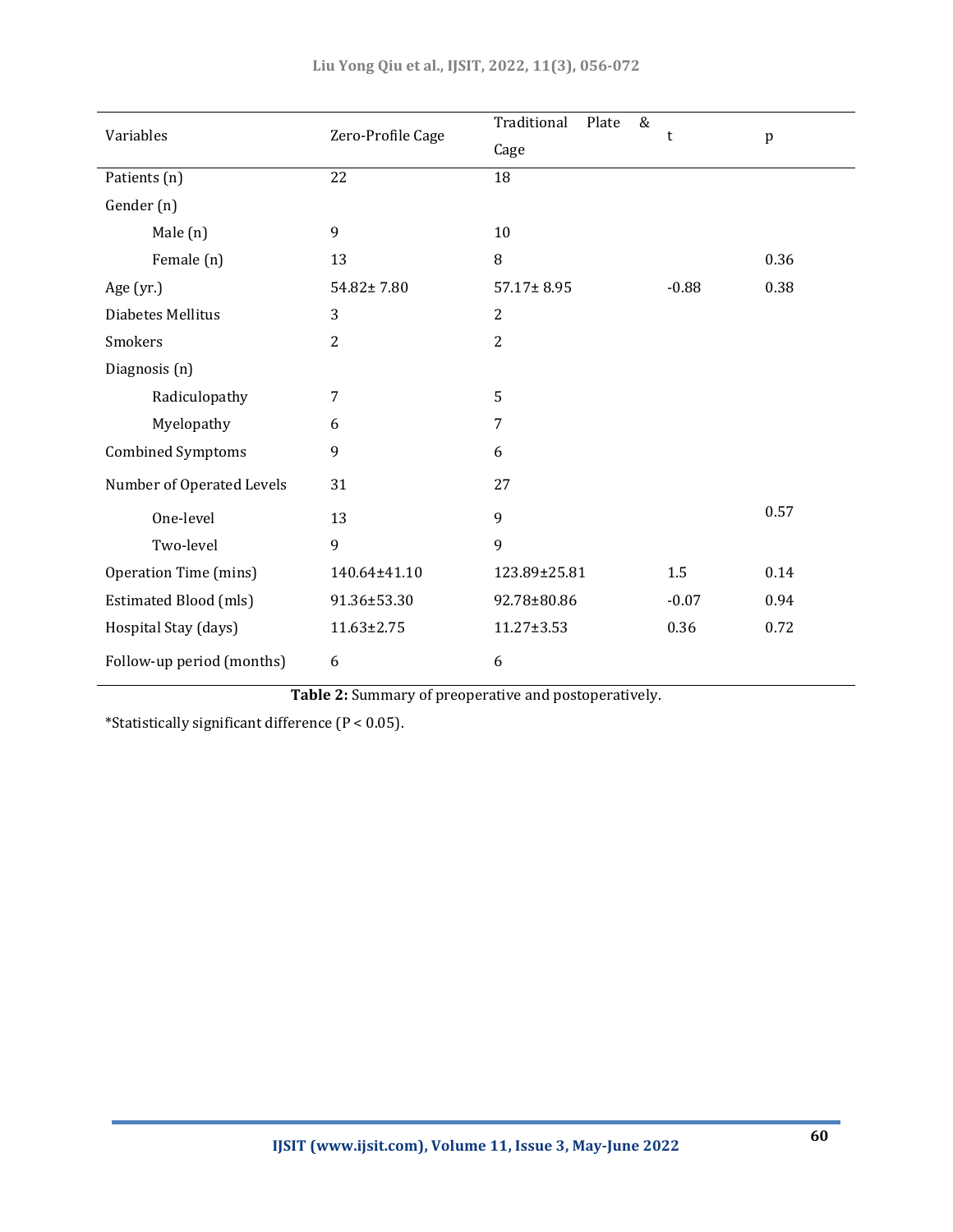| Variables | Zero-Profile Cage | Traditional Plate & Cage | t | p |
|---|---|---|---|---|
| Patients (n) | 22 | 18 | | |
| Gender (n) | | | | |
| Male (n) | 9 | 10 | | |
| Female (n) | 13 | 8 | | 0.36 |
| Age (yr.) | 54.82± 7.80 | 57.17± 8.95 | -0.88 | 0.38 |
| Diabetes Mellitus | 3 | 2 | | |
| Smokers | 2 | 2 | | |
| Diagnosis (n) | | | | |
| Radiculopathy | 7 | 5 | | |
| Myelopathy | 6 | 7 | | |
| Combined Symptoms | 9 | 6 | | |
| Number of Operated Levels | 31 | 27 | | |
| One-level | 13 | 9 | | 0.57 |
| Two-level | 9 | 9 | | |
| Operation Time (mins) | 140.64±41.10 | 123.89±25.81 | 1.5 | 0.14 |
| Estimated Blood (mls) | 91.36±53.30 | 92.78±80.86 | -0.07 | 0.94 |
| Hospital Stay (days) | 11.63±2.75 | 11.27±3.53 | 0.36 | 0.72 |
| Follow-up period (months) | 6 | 6 | | |

**Table 2:** Summary of preoperative and postoperatively.

*Statistically significant difference ($P < 0.05$).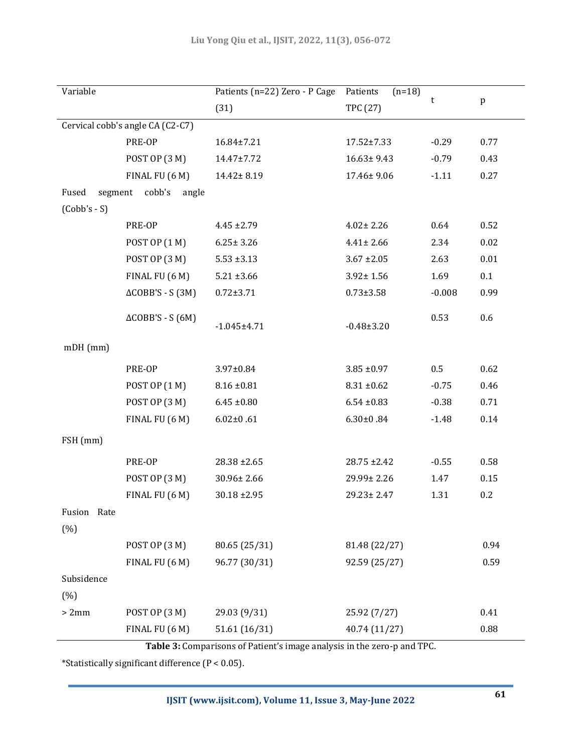| Variable | | Patients (n=22) Zero - P Cage (31) | Patients (n=18) TPC (27) | t | p |
|---|---|---|---|---|---|
| Cervical cobb's angle CA (C2-C7) | | | | | |
| | PRE-OP | 16.84±7.21 | 17.52±7.33 | -0.29 | 0.77 |
| | POST OP (3 M) | 14.47±7.72 | 16.63± 9.43 | -0.79 | 0.43 |
| | FINAL FU (6 M) | 14.42± 8.19 | 17.46± 9.06 | -1.11 | 0.27 |
| Fused segment cobb's angle (Cobb's - S) | | | | | |
| | PRE-OP | 4.45 ±2.79 | 4.02± 2.26 | 0.64 | 0.52 |
| | POST OP (1 M) | 6.25± 3.26 | 4.41± 2.66 | 2.34 | 0.02 |
| | POST OP (3 M) | 5.53 ±3.13 | 3.67 ±2.05 | 2.63 | 0.01 |
| | FINAL FU (6 M) | 5.21 ±3.66 | 3.92± 1.56 | 1.69 | 0.1 |
| | ΔCOBB'S - S (3M) | 0.72±3.71 | 0.73±3.58 | -0.008 | 0.99 |
| | ΔCOBB'S - S (6M) | -1.045±4.71 | -0.48±3.20 | 0.53 | 0.6 |
| mDH (mm) | | | | | |
| | PRE-OP | 3.97±0.84 | 3.85 ±0.97 | 0.5 | 0.62 |
| | POST OP (1 M) | 8.16 ±0.81 | 8.31 ±0.62 | -0.75 | 0.46 |
| | POST OP (3 M) | 6.45 ±0.80 | 6.54 ±0.83 | -0.38 | 0.71 |
| | FINAL FU (6 M) | 6.02±0 .61 | 6.30±0 .84 | -1.48 | 0.14 |
| FSH (mm) | | | | | |
| | PRE-OP | 28.38 ±2.65 | 28.75 ±2.42 | -0.55 | 0.58 |
| | POST OP (3 M) | 30.96± 2.66 | 29.99± 2.26 | 1.47 | 0.15 |
| | FINAL FU (6 M) | 30.18 ±2.95 | 29.23± 2.47 | 1.31 | 0.2 |
| Fusion Rate (%) | | | | | |
| | POST OP (3 M) | 80.65 (25/31) | 81.48 (22/27) | | 0.94 |
| | FINAL FU (6 M) | 96.77 (30/31) | 92.59 (25/27) | | 0.59 |
| Subsidence (%) | | | | | |
| > 2mm | POST OP (3 M) | 29.03 (9/31) | 25.92 (7/27) | | 0.41 |
| | FINAL FU (6 M) | 51.61 (16/31) | 40.74 (11/27) | | 0.88 |

**Table 3:** Comparisons of Patient's image analysis in the zero-p and TPC.

*Statistically significant difference (P < 0.05).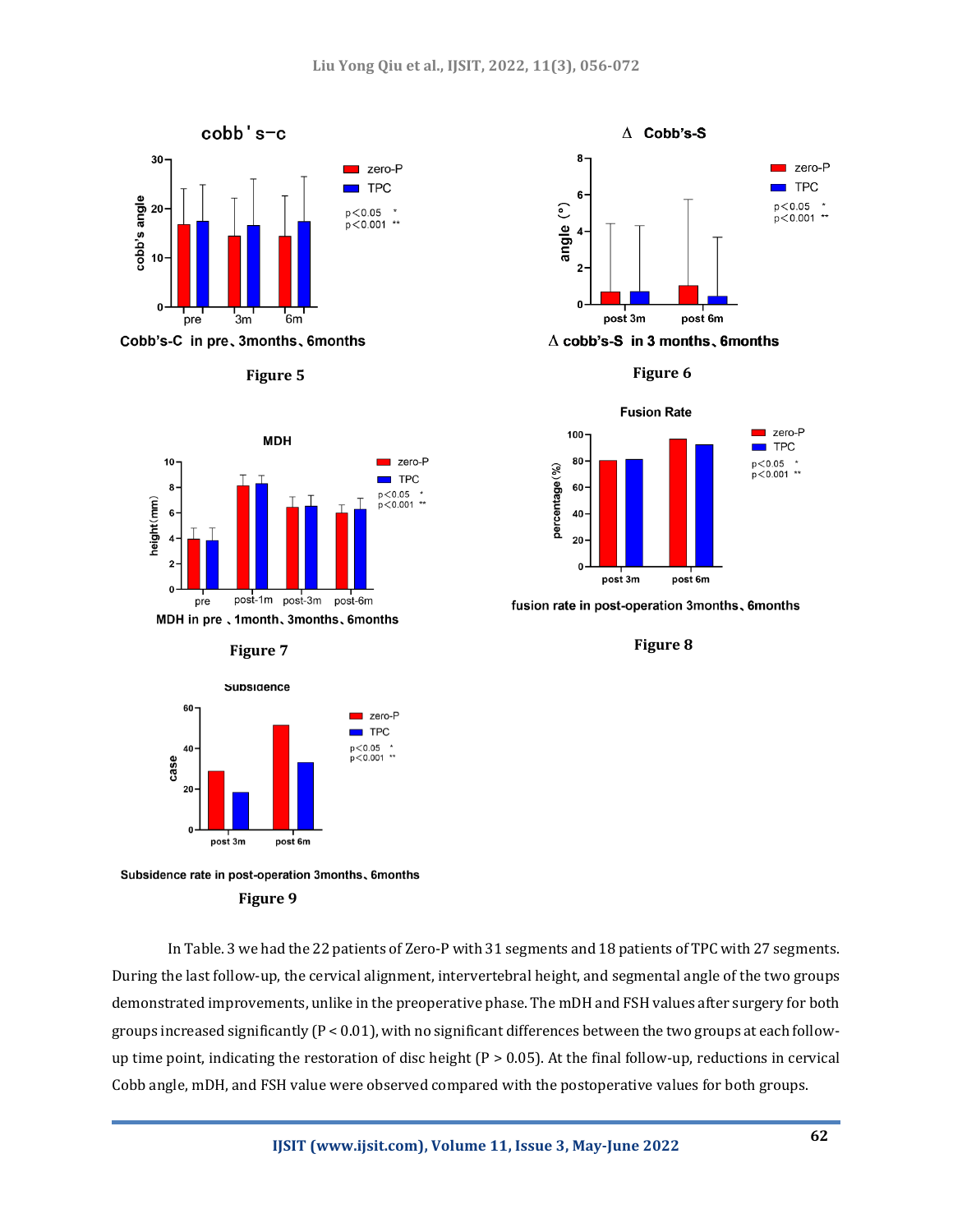Cobb's-C in pre、3months、6months

**Figure 5**

Δ cobb's-S in 3 months、6months

**Figure 6**

MDH in pre 、1month、3months、6months

**Figure 7**

fusion rate in post-operation 3months、6months

**Figure 8**

Subsidence rate in post-operation 3months、6months

**Figure 9**

In Table. 3 we had the 22 patients of Zero-P with 31 segments and 18 patients of TPC with 27 segments. During the last follow-up, the cervical alignment, intervertebral height, and segmental angle of the two groups demonstrated improvements, unlike in the preoperative phase. The mDH and FSH values after surgery for both groups increased significantly ($P < 0.01$), with no significant differences between the two groups at each follow-up time point, indicating the restoration of disc height ($P > 0.05$). At the final follow-up, reductions in cervical Cobb angle, mDH, and FSH value were observed compared with the postoperative values for both groups.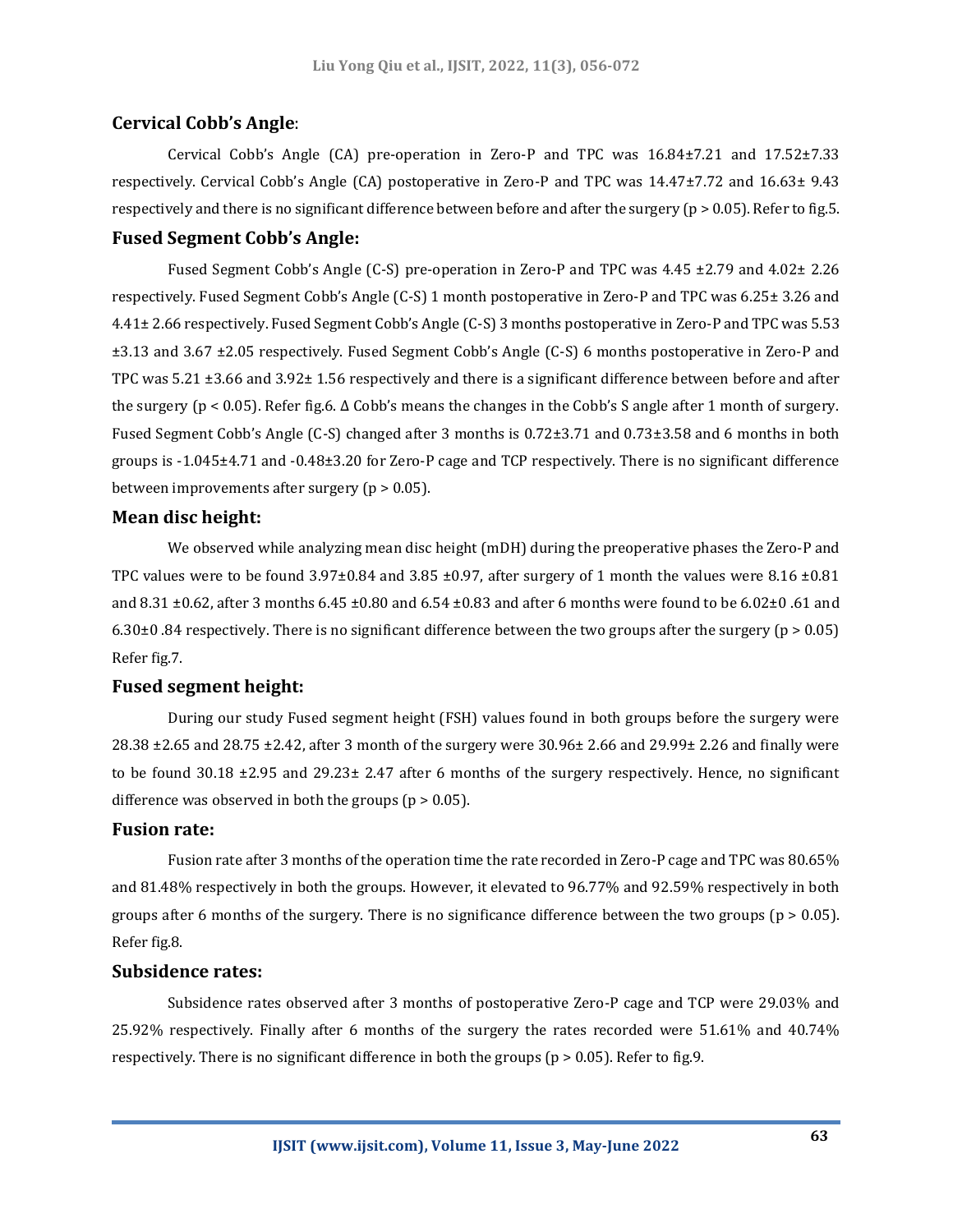## Cervical Cobb's Angle:

Cervical Cobb's Angle (CA) pre-operation in Zero-P and TPC was 16.84±7.21 and 17.52±7.33 respectively. Cervical Cobb's Angle (CA) postoperative in Zero-P and TPC was 14.47±7.72 and 16.63± 9.43 respectively and there is no significant difference between before and after the surgery ($p > 0.05$). Refer to fig.5.

## Fused Segment Cobb's Angle:

Fused Segment Cobb's Angle (C-S) pre-operation in Zero-P and TPC was 4.45 ±2.79 and 4.02± 2.26 respectively. Fused Segment Cobb's Angle (C-S) 1 month postoperative in Zero-P and TPC was 6.25± 3.26 and 4.41± 2.66 respectively. Fused Segment Cobb's Angle (C-S) 3 months postoperative in Zero-P and TPC was 5.53 ±3.13 and 3.67 ±2.05 respectively. Fused Segment Cobb's Angle (C-S) 6 months postoperative in Zero-P and TPC was 5.21 ±3.66 and 3.92± 1.56 respectively and there is a significant difference between before and after the surgery ($p < 0.05$). Refer fig.6. Δ Cobb's means the changes in the Cobb's S angle after 1 month of surgery. Fused Segment Cobb's Angle (C-S) changed after 3 months is 0.72±3.71 and 0.73±3.58 and 6 months in both groups is -1.045±4.71 and -0.48±3.20 for Zero-P cage and TCP respectively. There is no significant difference between improvements after surgery ($p > 0.05$).

## Mean disc height:

We observed while analyzing mean disc height (mDH) during the preoperative phases the Zero-P and TPC values were to be found 3.97±0.84 and 3.85 ±0.97, after surgery of 1 month the values were 8.16 ±0.81 and 8.31 ±0.62, after 3 months 6.45 ±0.80 and 6.54 ±0.83 and after 6 months were found to be 6.02±0 .61 and 6.30±0 .84 respectively. There is no significant difference between the two groups after the surgery ($p > 0.05$) Refer fig.7.

## Fused segment height:

During our study Fused segment height (FSH) values found in both groups before the surgery were 28.38 ±2.65 and 28.75 ±2.42, after 3 month of the surgery were 30.96± 2.66 and 29.99± 2.26 and finally were to be found 30.18 ±2.95 and 29.23± 2.47 after 6 months of the surgery respectively. Hence, no significant difference was observed in both the groups ($p > 0.05$).

## Fusion rate:

Fusion rate after 3 months of the operation time the rate recorded in Zero-P cage and TPC was 80.65% and 81.48% respectively in both the groups. However, it elevated to 96.77% and 92.59% respectively in both groups after 6 months of the surgery. There is no significance difference between the two groups ($p > 0.05$). Refer fig.8.

## Subsidence rates:

Subsidence rates observed after 3 months of postoperative Zero-P cage and TCP were 29.03% and 25.92% respectively. Finally after 6 months of the surgery the rates recorded were 51.61% and 40.74% respectively. There is no significant difference in both the groups ($p > 0.05$). Refer to fig.9.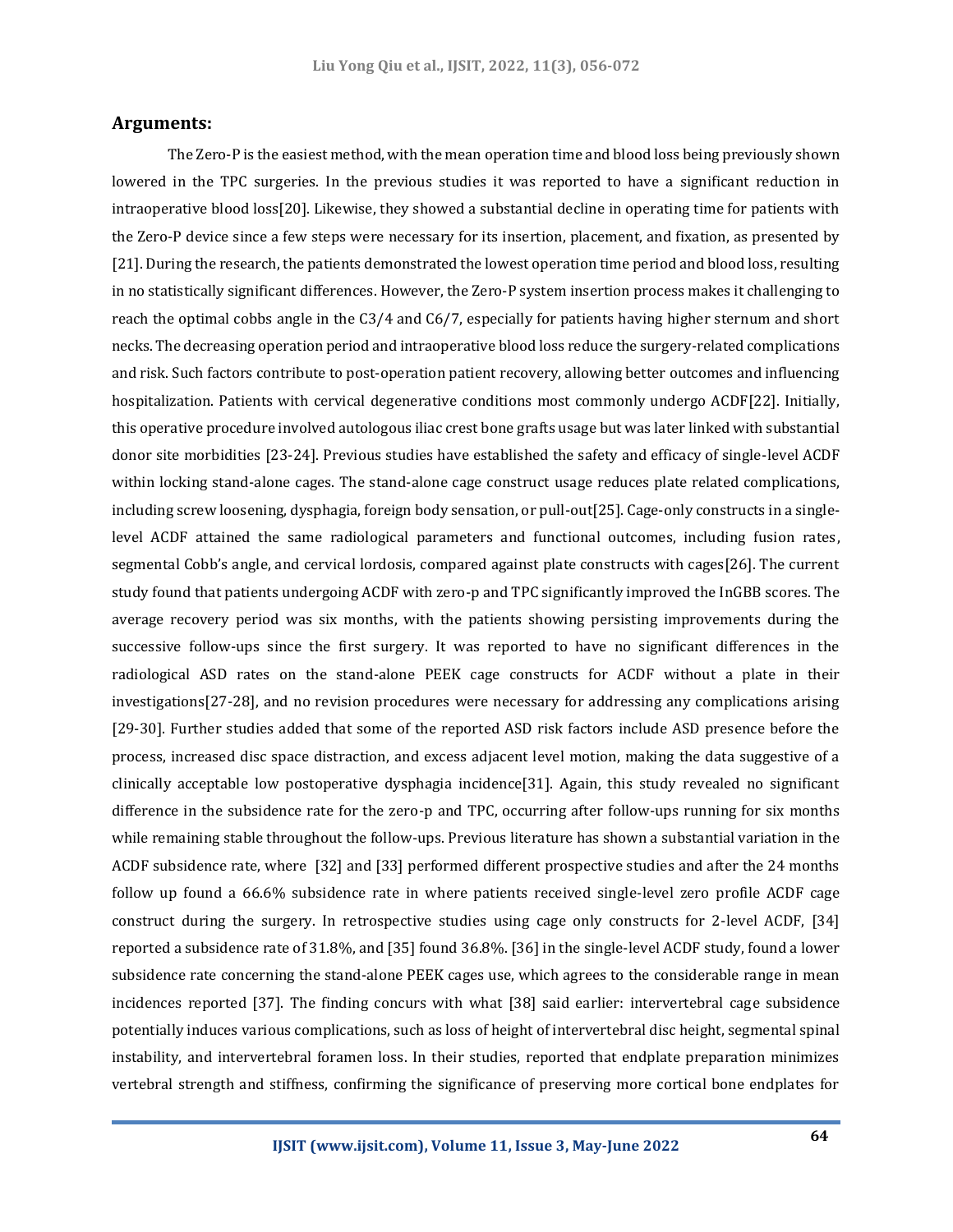## Arguments:

The Zero-P is the easiest method, with the mean operation time and blood loss being previously shown lowered in the TPC surgeries. In the previous studies it was reported to have a significant reduction in intraoperative blood loss[20]. Likewise, they showed a substantial decline in operating time for patients with the Zero-P device since a few steps were necessary for its insertion, placement, and fixation, as presented by [21]. During the research, the patients demonstrated the lowest operation time period and blood loss, resulting in no statistically significant differences. However, the Zero-P system insertion process makes it challenging to reach the optimal cobbs angle in the C3/4 and C6/7, especially for patients having higher sternum and short necks. The decreasing operation period and intraoperative blood loss reduce the surgery-related complications and risk. Such factors contribute to post-operation patient recovery, allowing better outcomes and influencing hospitalization. Patients with cervical degenerative conditions most commonly undergo ACDF[22]. Initially, this operative procedure involved autologous iliac crest bone grafts usage but was later linked with substantial donor site morbidities [23-24]. Previous studies have established the safety and efficacy of single-level ACDF within locking stand-alone cages. The stand-alone cage construct usage reduces plate related complications, including screw loosening, dysphagia, foreign body sensation, or pull-out[25]. Cage-only constructs in a single-level ACDF attained the same radiological parameters and functional outcomes, including fusion rates, segmental Cobb's angle, and cervical lordosis, compared against plate constructs with cages[26]. The current study found that patients undergoing ACDF with zero-p and TPC significantly improved the InGBB scores. The average recovery period was six months, with the patients showing persisting improvements during the successive follow-ups since the first surgery. It was reported to have no significant differences in the radiological ASD rates on the stand-alone PEEK cage constructs for ACDF without a plate in their investigations[27-28], and no revision procedures were necessary for addressing any complications arising [29-30]. Further studies added that some of the reported ASD risk factors include ASD presence before the process, increased disc space distraction, and excess adjacent level motion, making the data suggestive of a clinically acceptable low postoperative dysphagia incidence[31]. Again, this study revealed no significant difference in the subsidence rate for the zero-p and TPC, occurring after follow-ups running for six months while remaining stable throughout the follow-ups. Previous literature has shown a substantial variation in the ACDF subsidence rate, where [32] and [33] performed different prospective studies and after the 24 months follow up found a 66.6% subsidence rate in where patients received single-level zero profile ACDF cage construct during the surgery. In retrospective studies using cage only constructs for 2-level ACDF, [34] reported a subsidence rate of 31.8%, and [35] found 36.8%. [36] in the single-level ACDF study, found a lower subsidence rate concerning the stand-alone PEEK cages use, which agrees to the considerable range in mean incidences reported [37]. The finding concurs with what [38] said earlier: intervertebral cage subsidence potentially induces various complications, such as loss of height of intervertebral disc height, segmental spinal instability, and intervertebral foramen loss. In their studies, reported that endplate preparation minimizes vertebral strength and stiffness, confirming the significance of preserving more cortical bone endplates for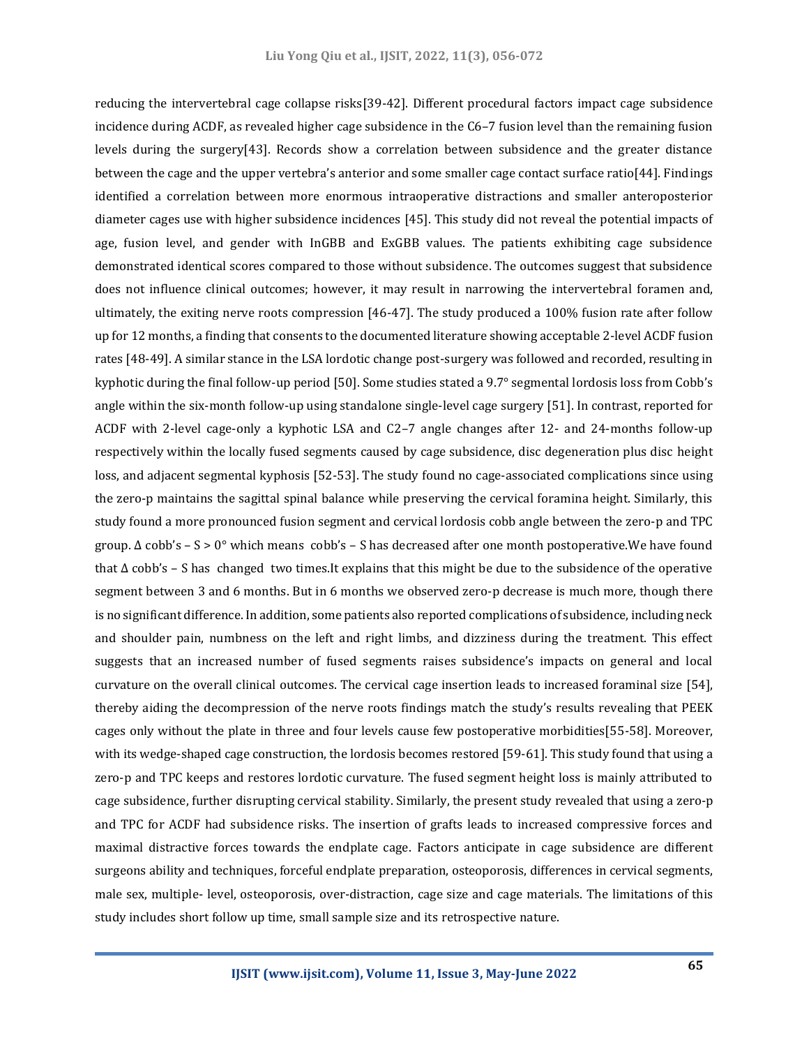reducing the intervertebral cage collapse risks[39-42]. Different procedural factors impact cage subsidence incidence during ACDF, as revealed higher cage subsidence in the C6–7 fusion level than the remaining fusion levels during the surgery[43]. Records show a correlation between subsidence and the greater distance between the cage and the upper vertebra's anterior and some smaller cage contact surface ratio[44]. Findings identified a correlation between more enormous intraoperative distractions and smaller anteroposterior diameter cages use with higher subsidence incidences [45]. This study did not reveal the potential impacts of age, fusion level, and gender with InGBB and ExGBB values. The patients exhibiting cage subsidence demonstrated identical scores compared to those without subsidence. The outcomes suggest that subsidence does not influence clinical outcomes; however, it may result in narrowing the intervertebral foramen and, ultimately, the exiting nerve roots compression [46-47]. The study produced a 100% fusion rate after follow up for 12 months, a finding that consents to the documented literature showing acceptable 2-level ACDF fusion rates [48-49]. A similar stance in the LSA lordotic change post-surgery was followed and recorded, resulting in kyphotic during the final follow-up period [50]. Some studies stated a 9.7° segmental lordosis loss from Cobb's angle within the six-month follow-up using standalone single-level cage surgery [51]. In contrast, reported for ACDF with 2-level cage-only a kyphotic LSA and C2–7 angle changes after 12- and 24-months follow-up respectively within the locally fused segments caused by cage subsidence, disc degeneration plus disc height loss, and adjacent segmental kyphosis [52-53]. The study found no cage-associated complications since using the zero-p maintains the sagittal spinal balance while preserving the cervical foramina height. Similarly, this study found a more pronounced fusion segment and cervical lordosis cobb angle between the zero-p and TPC group. Δ cobb's – S > 0° which means cobb's – S has decreased after one month postoperative.We have found that Δ cobb's – S has changed two times.It explains that this might be due to the subsidence of the operative segment between 3 and 6 months. But in 6 months we observed zero-p decrease is much more, though there is no significant difference. In addition, some patients also reported complications of subsidence, including neck and shoulder pain, numbness on the left and right limbs, and dizziness during the treatment. This effect suggests that an increased number of fused segments raises subsidence's impacts on general and local curvature on the overall clinical outcomes. The cervical cage insertion leads to increased foraminal size [54], thereby aiding the decompression of the nerve roots findings match the study's results revealing that PEEK cages only without the plate in three and four levels cause few postoperative morbidities[55-58]. Moreover, with its wedge-shaped cage construction, the lordosis becomes restored [59-61]. This study found that using a zero-p and TPC keeps and restores lordotic curvature. The fused segment height loss is mainly attributed to cage subsidence, further disrupting cervical stability. Similarly, the present study revealed that using a zero-p and TPC for ACDF had subsidence risks. The insertion of grafts leads to increased compressive forces and maximal distractive forces towards the endplate cage. Factors anticipate in cage subsidence are different surgeons ability and techniques, forceful endplate preparation, osteoporosis, differences in cervical segments, male sex, multiple- level, osteoporosis, over-distraction, cage size and cage materials. The limitations of this study includes short follow up time, small sample size and its retrospective nature.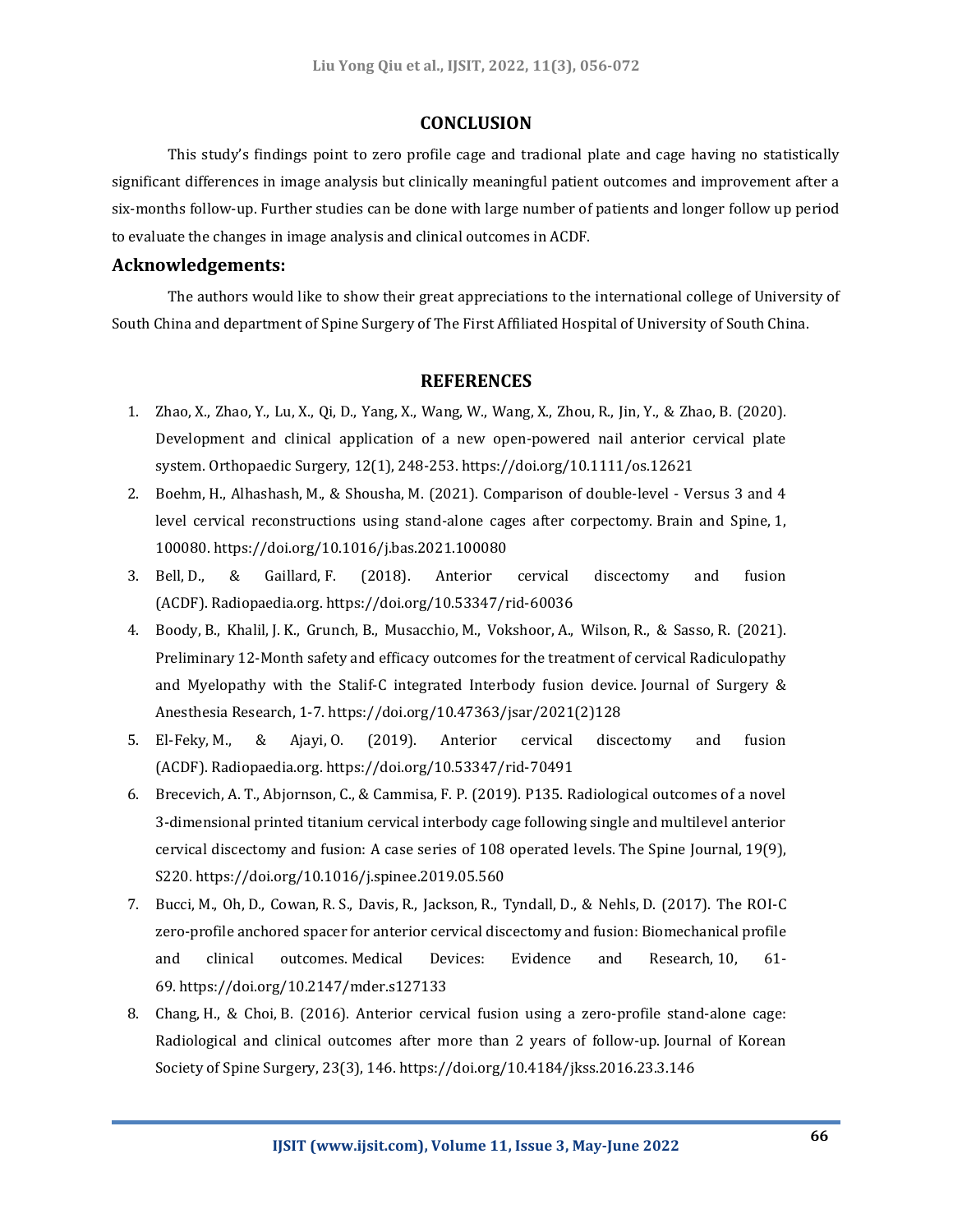## CONCLUSION

This study's findings point to zero profile cage and tradional plate and cage having no statistically significant differences in image analysis but clinically meaningful patient outcomes and improvement after a six-months follow-up. Further studies can be done with large number of patients and longer follow up period to evaluate the changes in image analysis and clinical outcomes in ACDF.

### Acknowledgements:

The authors would like to show their great appreciations to the international college of University of South China and department of Spine Surgery of The First Affiliated Hospital of University of South China.

## REFERENCES

1. Zhao, X., Zhao, Y., Lu, X., Qi, D., Yang, X., Wang, W., Wang, X., Zhou, R., Jin, Y., & Zhao, B. (2020). Development and clinical application of a new open-powered nail anterior cervical plate system. Orthopaedic Surgery, 12(1), 248-253. https://doi.org/10.1111/os.12621
2. Boehm, H., Alhashash, M., & Shousha, M. (2021). Comparison of double-level - Versus 3 and 4 level cervical reconstructions using stand-alone cages after corpectomy. Brain and Spine, 1, 100080. https://doi.org/10.1016/j.bas.2021.100080
3. Bell, D., & Gaillard, F. (2018). Anterior cervical discectomy and fusion (ACDF). Radiopaedia.org. https://doi.org/10.53347/rid-60036
4. Boody, B., Khalil, J. K., Grunch, B., Musacchio, M., Vokshoor, A., Wilson, R., & Sasso, R. (2021). Preliminary 12-Month safety and efficacy outcomes for the treatment of cervical Radiculopathy and Myelopathy with the Stalif-C integrated Interbody fusion device. Journal of Surgery & Anesthesia Research, 1-7. https://doi.org/10.47363/jsar/2021(2)128
5. El-Feky, M., & Ajayi, O. (2019). Anterior cervical discectomy and fusion (ACDF). Radiopaedia.org. https://doi.org/10.53347/rid-70491
6. Brecevich, A. T., Abjornson, C., & Cammisa, F. P. (2019). P135. Radiological outcomes of a novel 3-dimensional printed titanium cervical interbody cage following single and multilevel anterior cervical discectomy and fusion: A case series of 108 operated levels. The Spine Journal, 19(9), S220. https://doi.org/10.1016/j.spinee.2019.05.560
7. Bucci, M., Oh, D., Cowan, R. S., Davis, R., Jackson, R., Tyndall, D., & Nehls, D. (2017). The ROI-C zero-profile anchored spacer for anterior cervical discectomy and fusion: Biomechanical profile and clinical outcomes. Medical Devices: Evidence and Research, 10, 61-69. https://doi.org/10.2147/mder.s127133
8. Chang, H., & Choi, B. (2016). Anterior cervical fusion using a zero-profile stand-alone cage: Radiological and clinical outcomes after more than 2 years of follow-up. Journal of Korean Society of Spine Surgery, 23(3), 146. https://doi.org/10.4184/jkss.2016.23.3.146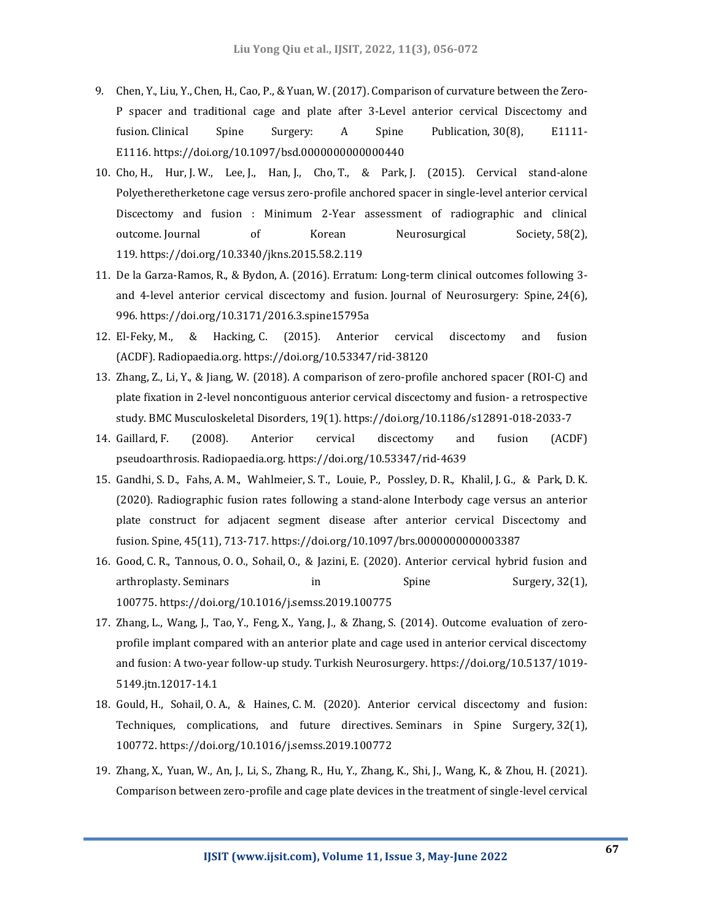9. Chen, Y., Liu, Y., Chen, H., Cao, P., & Yuan, W. (2017). Comparison of curvature between the Zero-P spacer and traditional cage and plate after 3-Level anterior cervical Discectomy and fusion. Clinical Spine Surgery: A Spine Publication, 30(8), E1111-E1116. https://doi.org/10.1097/bsd.0000000000000440
10. Cho, H., Hur, J. W., Lee, J., Han, J., Cho, T., & Park, J. (2015). Cervical stand-alone Polyetheretherketone cage versus zero-profile anchored spacer in single-level anterior cervical Discectomy and fusion : Minimum 2-Year assessment of radiographic and clinical outcome. Journal of Korean Neurosurgical Society, 58(2), 119. https://doi.org/10.3340/jkns.2015.58.2.119
11. De la Garza-Ramos, R., & Bydon, A. (2016). Erratum: Long-term clinical outcomes following 3- and 4-level anterior cervical discectomy and fusion. Journal of Neurosurgery: Spine, 24(6), 996. https://doi.org/10.3171/2016.3.spine15795a
12. El-Feky, M., & Hacking, C. (2015). Anterior cervical discectomy and fusion (ACDF). Radiopaedia.org. https://doi.org/10.53347/rid-38120
13. Zhang, Z., Li, Y., & Jiang, W. (2018). A comparison of zero-profile anchored spacer (ROI-C) and plate fixation in 2-level noncontiguous anterior cervical discectomy and fusion- a retrospective study. BMC Musculoskeletal Disorders, 19(1). https://doi.org/10.1186/s12891-018-2033-7
14. Gaillard, F. (2008). Anterior cervical discectomy and fusion (ACDF) pseudoarthrosis. Radiopaedia.org. https://doi.org/10.53347/rid-4639
15. Gandhi, S. D., Fahs, A. M., Wahlmeier, S. T., Louie, P., Possley, D. R., Khalil, J. G., & Park, D. K. (2020). Radiographic fusion rates following a stand-alone Interbody cage versus an anterior plate construct for adjacent segment disease after anterior cervical Discectomy and fusion. Spine, 45(11), 713-717. https://doi.org/10.1097/brs.0000000000003387
16. Good, C. R., Tannous, O. O., Sohail, O., & Jazini, E. (2020). Anterior cervical hybrid fusion and arthroplasty. Seminars in Spine Surgery, 32(1), 100775. https://doi.org/10.1016/j.semss.2019.100775
17. Zhang, L., Wang, J., Tao, Y., Feng, X., Yang, J., & Zhang, S. (2014). Outcome evaluation of zero-profile implant compared with an anterior plate and cage used in anterior cervical discectomy and fusion: A two-year follow-up study. Turkish Neurosurgery. https://doi.org/10.5137/1019-5149.jtn.12017-14.1
18. Gould, H., Sohail, O. A., & Haines, C. M. (2020). Anterior cervical discectomy and fusion: Techniques, complications, and future directives. Seminars in Spine Surgery, 32(1), 100772. https://doi.org/10.1016/j.semss.2019.100772
19. Zhang, X., Yuan, W., An, J., Li, S., Zhang, R., Hu, Y., Zhang, K., Shi, J., Wang, K., & Zhou, H. (2021). Comparison between zero-profile and cage plate devices in the treatment of single-level cervical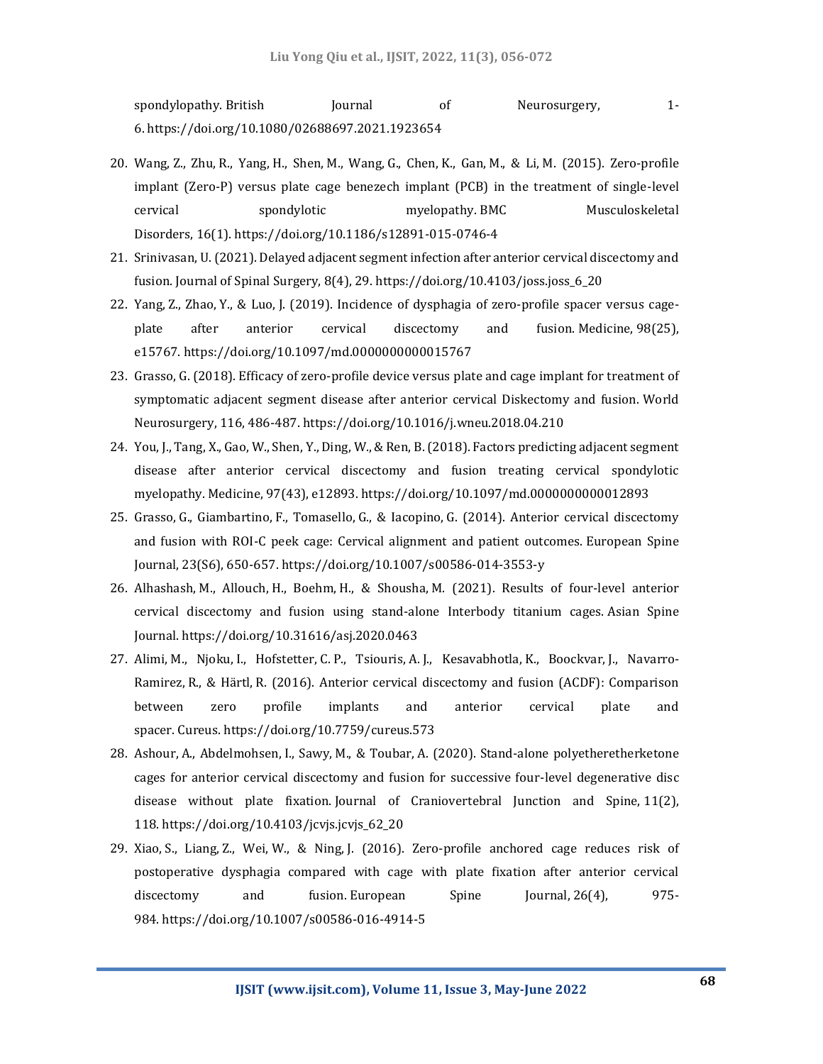spondylopathy. British Journal of Neurosurgery, 1-6. https://doi.org/10.1080/02688697.2021.1923654

20. Wang, Z., Zhu, R., Yang, H., Shen, M., Wang, G., Chen, K., Gan, M., & Li, M. (2015). Zero-profile implant (Zero-P) versus plate cage benezech implant (PCB) in the treatment of single-level cervical spondylotic myelopathy. BMC Musculoskeletal Disorders, 16(1). https://doi.org/10.1186/s12891-015-0746-4
21. Srinivasan, U. (2021). Delayed adjacent segment infection after anterior cervical discectomy and fusion. Journal of Spinal Surgery, 8(4), 29. https://doi.org/10.4103/joss.joss_6_20
22. Yang, Z., Zhao, Y., & Luo, J. (2019). Incidence of dysphagia of zero-profile spacer versus cage-plate after anterior cervical discectomy and fusion. Medicine, 98(25), e15767. https://doi.org/10.1097/md.0000000000015767
23. Grasso, G. (2018). Efficacy of zero-profile device versus plate and cage implant for treatment of symptomatic adjacent segment disease after anterior cervical Diskectomy and fusion. World Neurosurgery, 116, 486-487. https://doi.org/10.1016/j.wneu.2018.04.210
24. You, J., Tang, X., Gao, W., Shen, Y., Ding, W., & Ren, B. (2018). Factors predicting adjacent segment disease after anterior cervical discectomy and fusion treating cervical spondylotic myelopathy. Medicine, 97(43), e12893. https://doi.org/10.1097/md.0000000000012893
25. Grasso, G., Giambartino, F., Tomasello, G., & Iacopino, G. (2014). Anterior cervical discectomy and fusion with ROI-C peek cage: Cervical alignment and patient outcomes. European Spine Journal, 23(S6), 650-657. https://doi.org/10.1007/s00586-014-3553-y
26. Alhashash, M., Allouch, H., Boehm, H., & Shousha, M. (2021). Results of four-level anterior cervical discectomy and fusion using stand-alone Interbody titanium cages. Asian Spine Journal. https://doi.org/10.31616/asj.2020.0463
27. Alimi, M., Njoku, I., Hofstetter, C. P., Tsiouris, A. J., Kesavabhotla, K., Boockvar, J., Navarro-Ramirez, R., & Härtl, R. (2016). Anterior cervical discectomy and fusion (ACDF): Comparison between zero profile implants and anterior cervical plate and spacer. Cureus. https://doi.org/10.7759/cureus.573
28. Ashour, A., Abdelmohsen, I., Sawy, M., & Toubar, A. (2020). Stand-alone polyetheretherketone cages for anterior cervical discectomy and fusion for successive four-level degenerative disc disease without plate fixation. Journal of Craniovertebral Junction and Spine, 11(2), 118. https://doi.org/10.4103/jcvjs.jcvjs_62_20
29. Xiao, S., Liang, Z., Wei, W., & Ning, J. (2016). Zero-profile anchored cage reduces risk of postoperative dysphagia compared with cage with plate fixation after anterior cervical discectomy and fusion. European Spine Journal, 26(4), 975-984. https://doi.org/10.1007/s00586-016-4914-5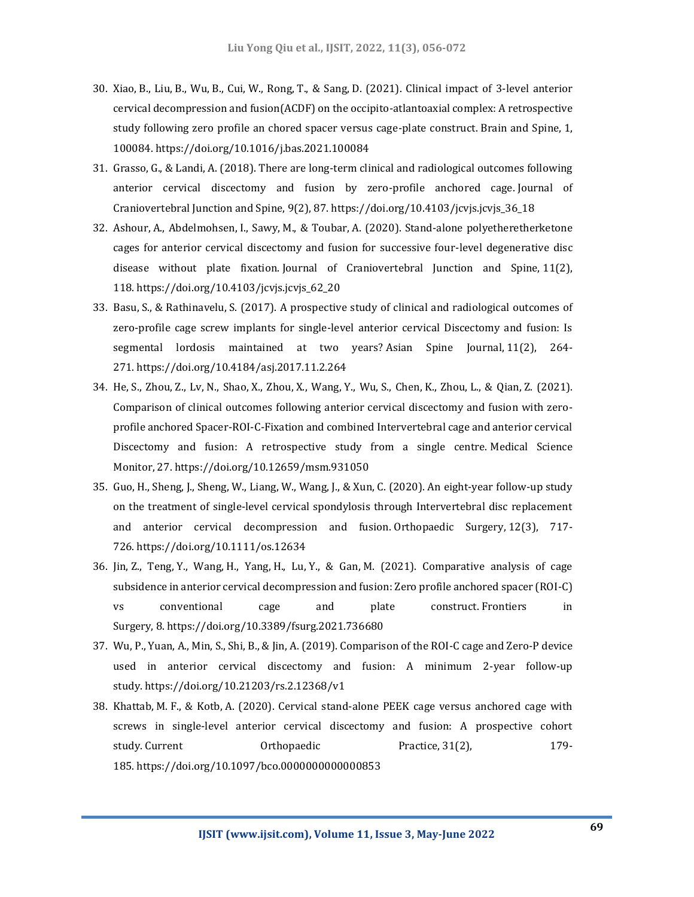30. Xiao, B., Liu, B., Wu, B., Cui, W., Rong, T., & Sang, D. (2021). Clinical impact of 3-level anterior cervical decompression and fusion(ACDF) on the occipito-atlantoaxial complex: A retrospective study following zero profile an chored spacer versus cage-plate construct. Brain and Spine, 1, 100084. https://doi.org/10.1016/j.bas.2021.100084
31. Grasso, G., & Landi, A. (2018). There are long-term clinical and radiological outcomes following anterior cervical discectomy and fusion by zero-profile anchored cage. Journal of Craniovertebral Junction and Spine, 9(2), 87. https://doi.org/10.4103/jcvjs.jcvjs_36_18
32. Ashour, A., Abdelmohsen, I., Sawy, M., & Toubar, A. (2020). Stand-alone polyetheretherketone cages for anterior cervical discectomy and fusion for successive four-level degenerative disc disease without plate fixation. Journal of Craniovertebral Junction and Spine, 11(2), 118. https://doi.org/10.4103/jcvjs.jcvjs_62_20
33. Basu, S., & Rathinavelu, S. (2017). A prospective study of clinical and radiological outcomes of zero-profile cage screw implants for single-level anterior cervical Discectomy and fusion: Is segmental lordosis maintained at two years? Asian Spine Journal, 11(2), 264-271. https://doi.org/10.4184/asj.2017.11.2.264
34. He, S., Zhou, Z., Lv, N., Shao, X., Zhou, X., Wang, Y., Wu, S., Chen, K., Zhou, L., & Qian, Z. (2021). Comparison of clinical outcomes following anterior cervical discectomy and fusion with zero-profile anchored Spacer-ROI-C-Fixation and combined Intervertebral cage and anterior cervical Discectomy and fusion: A retrospective study from a single centre. Medical Science Monitor, 27. https://doi.org/10.12659/msm.931050
35. Guo, H., Sheng, J., Sheng, W., Liang, W., Wang, J., & Xun, C. (2020). An eight-year follow-up study on the treatment of single-level cervical spondylosis through Intervertebral disc replacement and anterior cervical decompression and fusion. Orthopaedic Surgery, 12(3), 717-726. https://doi.org/10.1111/os.12634
36. Jin, Z., Teng, Y., Wang, H., Yang, H., Lu, Y., & Gan, M. (2021). Comparative analysis of cage subsidence in anterior cervical decompression and fusion: Zero profile anchored spacer (ROI-C) vs conventional cage and plate construct. Frontiers in Surgery, 8. https://doi.org/10.3389/fsurg.2021.736680
37. Wu, P., Yuan, A., Min, S., Shi, B., & Jin, A. (2019). Comparison of the ROI-C cage and Zero-P device used in anterior cervical discectomy and fusion: A minimum 2-year follow-up study. https://doi.org/10.21203/rs.2.12368/v1
38. Khattab, M. F., & Kotb, A. (2020). Cervical stand-alone PEEK cage versus anchored cage with screws in single-level anterior cervical discectomy and fusion: A prospective cohort study. Current Orthopaedic Practice, 31(2), 179-185. https://doi.org/10.1097/bco.0000000000000853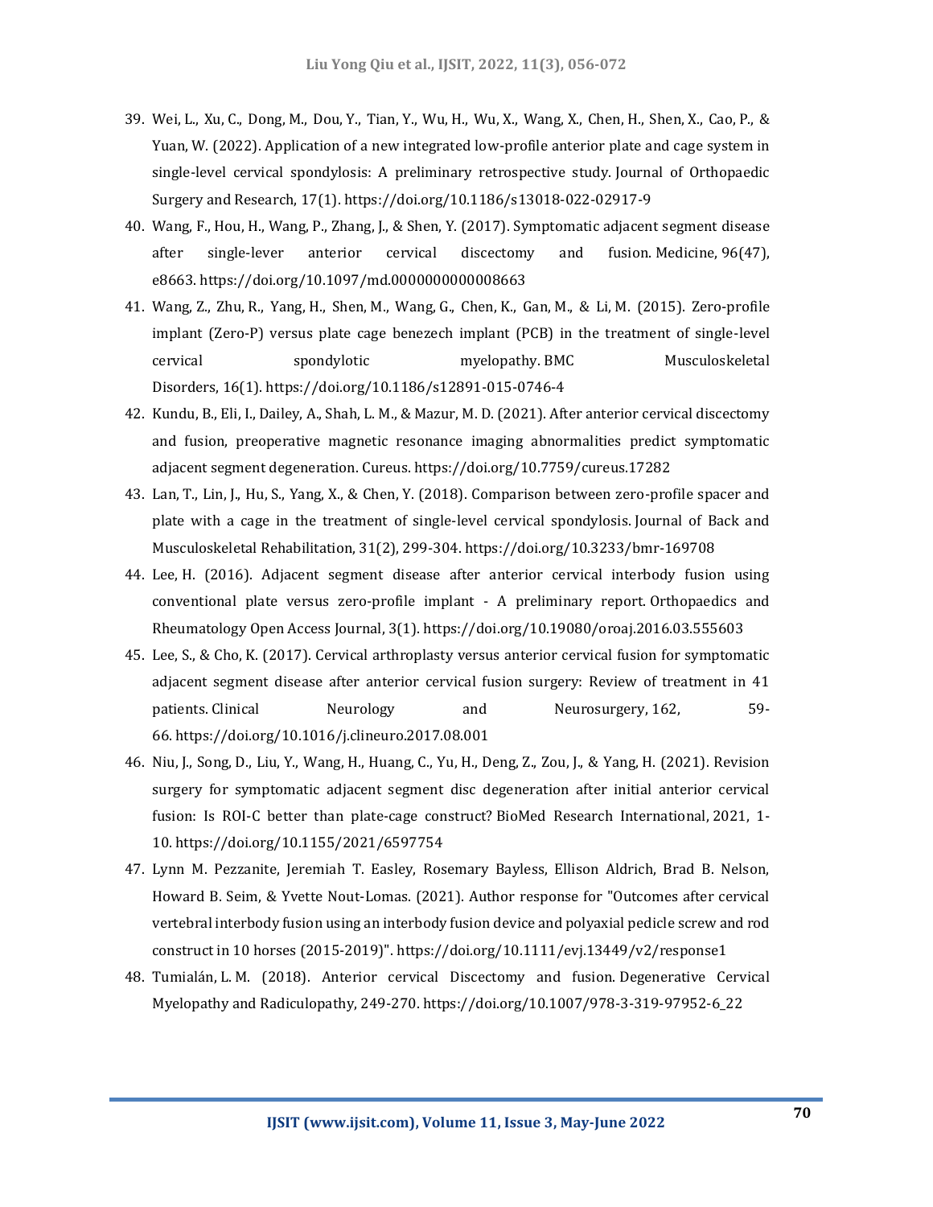39. Wei, L., Xu, C., Dong, M., Dou, Y., Tian, Y., Wu, H., Wu, X., Wang, X., Chen, H., Shen, X., Cao, P., & Yuan, W. (2022). Application of a new integrated low-profile anterior plate and cage system in single-level cervical spondylosis: A preliminary retrospective study. Journal of Orthopaedic Surgery and Research, 17(1). https://doi.org/10.1186/s13018-022-02917-9
40. Wang, F., Hou, H., Wang, P., Zhang, J., & Shen, Y. (2017). Symptomatic adjacent segment disease after single-lever anterior cervical discectomy and fusion. Medicine, 96(47), e8663. https://doi.org/10.1097/md.0000000000008663
41. Wang, Z., Zhu, R., Yang, H., Shen, M., Wang, G., Chen, K., Gan, M., & Li, M. (2015). Zero-profile implant (Zero-P) versus plate cage benezech implant (PCB) in the treatment of single-level cervical spondylotic myelopathy. BMC Musculoskeletal Disorders, 16(1). https://doi.org/10.1186/s12891-015-0746-4
42. Kundu, B., Eli, I., Dailey, A., Shah, L. M., & Mazur, M. D. (2021). After anterior cervical discectomy and fusion, preoperative magnetic resonance imaging abnormalities predict symptomatic adjacent segment degeneration. Cureus. https://doi.org/10.7759/cureus.17282
43. Lan, T., Lin, J., Hu, S., Yang, X., & Chen, Y. (2018). Comparison between zero-profile spacer and plate with a cage in the treatment of single-level cervical spondylosis. Journal of Back and Musculoskeletal Rehabilitation, 31(2), 299-304. https://doi.org/10.3233/bmr-169708
44. Lee, H. (2016). Adjacent segment disease after anterior cervical interbody fusion using conventional plate versus zero-profile implant - A preliminary report. Orthopaedics and Rheumatology Open Access Journal, 3(1). https://doi.org/10.19080/oroaj.2016.03.555603
45. Lee, S., & Cho, K. (2017). Cervical arthroplasty versus anterior cervical fusion for symptomatic adjacent segment disease after anterior cervical fusion surgery: Review of treatment in 41 patients. Clinical Neurology and Neurosurgery, 162, 59-66. https://doi.org/10.1016/j.clineuro.2017.08.001
46. Niu, J., Song, D., Liu, Y., Wang, H., Huang, C., Yu, H., Deng, Z., Zou, J., & Yang, H. (2021). Revision surgery for symptomatic adjacent segment disc degeneration after initial anterior cervical fusion: Is ROI-C better than plate-cage construct? BioMed Research International, 2021, 1-10. https://doi.org/10.1155/2021/6597754
47. Lynn M. Pezzanite, Jeremiah T. Easley, Rosemary Bayless, Ellison Aldrich, Brad B. Nelson, Howard B. Seim, & Yvette Nout-Lomas. (2021). Author response for "Outcomes after cervical vertebral interbody fusion using an interbody fusion device and polyaxial pedicle screw and rod construct in 10 horses (2015-2019)". https://doi.org/10.1111/evj.13449/v2/response1
48. Tumialán, L. M. (2018). Anterior cervical Discectomy and fusion. Degenerative Cervical Myelopathy and Radiculopathy, 249-270. https://doi.org/10.1007/978-3-319-97952-6_22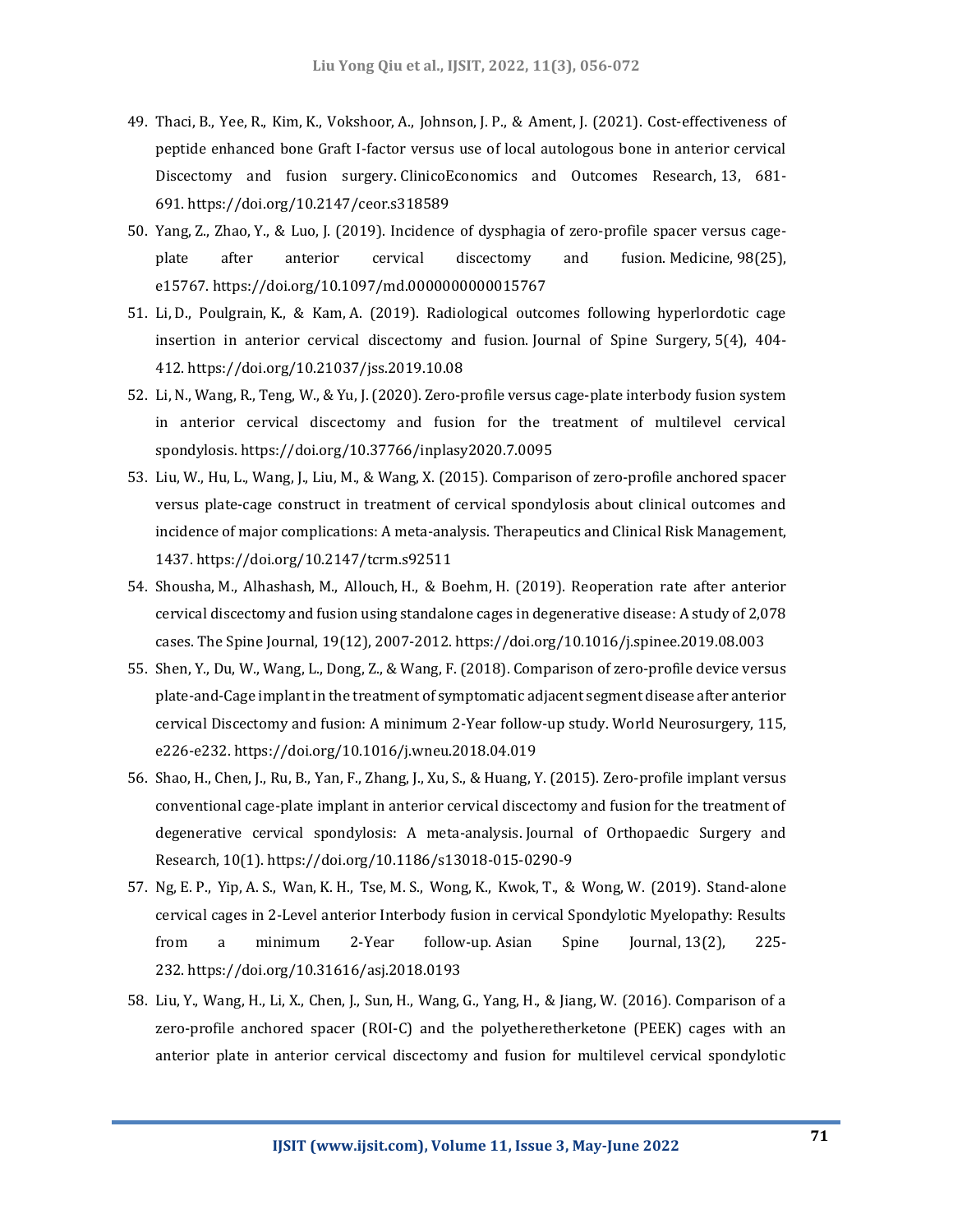49. Thaci, B., Yee, R., Kim, K., Vokshoor, A., Johnson, J. P., & Ament, J. (2021). Cost-effectiveness of peptide enhanced bone Graft I-factor versus use of local autologous bone in anterior cervical Discectomy and fusion surgery. ClinicoEconomics and Outcomes Research, 13, 681-691. https://doi.org/10.2147/ceor.s318589
50. Yang, Z., Zhao, Y., & Luo, J. (2019). Incidence of dysphagia of zero-profile spacer versus cage-plate after anterior cervical discectomy and fusion. Medicine, 98(25), e15767. https://doi.org/10.1097/md.0000000000015767
51. Li, D., Poulgrain, K., & Kam, A. (2019). Radiological outcomes following hyperlordotic cage insertion in anterior cervical discectomy and fusion. Journal of Spine Surgery, 5(4), 404-412. https://doi.org/10.21037/jss.2019.10.08
52. Li, N., Wang, R., Teng, W., & Yu, J. (2020). Zero-profile versus cage-plate interbody fusion system in anterior cervical discectomy and fusion for the treatment of multilevel cervical spondylosis. https://doi.org/10.37766/inplasy2020.7.0095
53. Liu, W., Hu, L., Wang, J., Liu, M., & Wang, X. (2015). Comparison of zero-profile anchored spacer versus plate-cage construct in treatment of cervical spondylosis about clinical outcomes and incidence of major complications: A meta-analysis. Therapeutics and Clinical Risk Management, 1437. https://doi.org/10.2147/tcrm.s92511
54. Shousha, M., Alhashash, M., Allouch, H., & Boehm, H. (2019). Reoperation rate after anterior cervical discectomy and fusion using standalone cages in degenerative disease: A study of 2,078 cases. The Spine Journal, 19(12), 2007-2012. https://doi.org/10.1016/j.spinee.2019.08.003
55. Shen, Y., Du, W., Wang, L., Dong, Z., & Wang, F. (2018). Comparison of zero-profile device versus plate-and-Cage implant in the treatment of symptomatic adjacent segment disease after anterior cervical Discectomy and fusion: A minimum 2-Year follow-up study. World Neurosurgery, 115, e226-e232. https://doi.org/10.1016/j.wneu.2018.04.019
56. Shao, H., Chen, J., Ru, B., Yan, F., Zhang, J., Xu, S., & Huang, Y. (2015). Zero-profile implant versus conventional cage-plate implant in anterior cervical discectomy and fusion for the treatment of degenerative cervical spondylosis: A meta-analysis. Journal of Orthopaedic Surgery and Research, 10(1). https://doi.org/10.1186/s13018-015-0290-9
57. Ng, E. P., Yip, A. S., Wan, K. H., Tse, M. S., Wong, K., Kwok, T., & Wong, W. (2019). Stand-alone cervical cages in 2-Level anterior Interbody fusion in cervical Spondylotic Myelopathy: Results from a minimum 2-Year follow-up. Asian Spine Journal, 13(2), 225-232. https://doi.org/10.31616/asj.2018.0193
58. Liu, Y., Wang, H., Li, X., Chen, J., Sun, H., Wang, G., Yang, H., & Jiang, W. (2016). Comparison of a zero-profile anchored spacer (ROI-C) and the polyetheretherketone (PEEK) cages with an anterior plate in anterior cervical discectomy and fusion for multilevel cervical spondylotic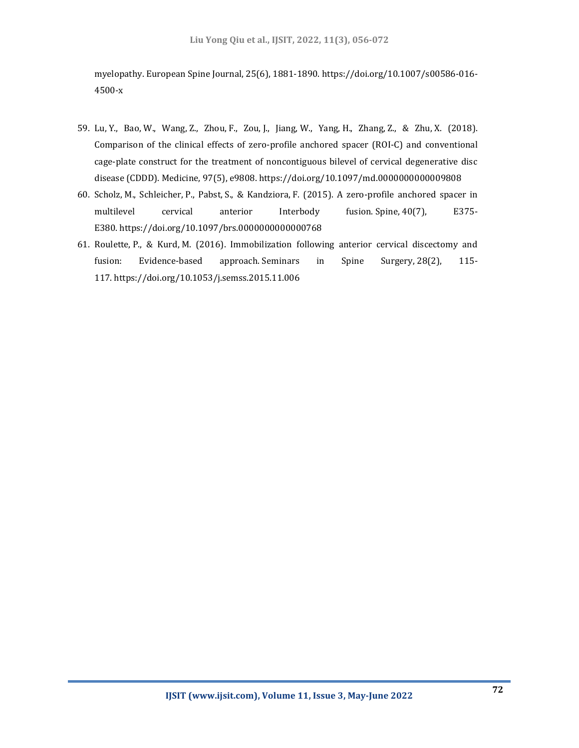myelopathy. European Spine Journal, 25(6), 1881-1890. https://doi.org/10.1007/s00586-016-4500-x

59. Lu, Y., Bao, W., Wang, Z., Zhou, F., Zou, J., Jiang, W., Yang, H., Zhang, Z., & Zhu, X. (2018). Comparison of the clinical effects of zero-profile anchored spacer (ROI-C) and conventional cage-plate construct for the treatment of noncontiguous bilevel of cervical degenerative disc disease (CDDD). Medicine, 97(5), e9808. https://doi.org/10.1097/md.0000000000009808
60. Scholz, M., Schleicher, P., Pabst, S., & Kandziora, F. (2015). A zero-profile anchored spacer in multilevel cervical anterior Interbody fusion. Spine, 40(7), E375-E380. https://doi.org/10.1097/brs.0000000000000768
61. Roulette, P., & Kurd, M. (2016). Immobilization following anterior cervical discectomy and fusion: Evidence-based approach. Seminars in Spine Surgery, 28(2), 115-117. https://doi.org/10.1053/j.semss.2015.11.006